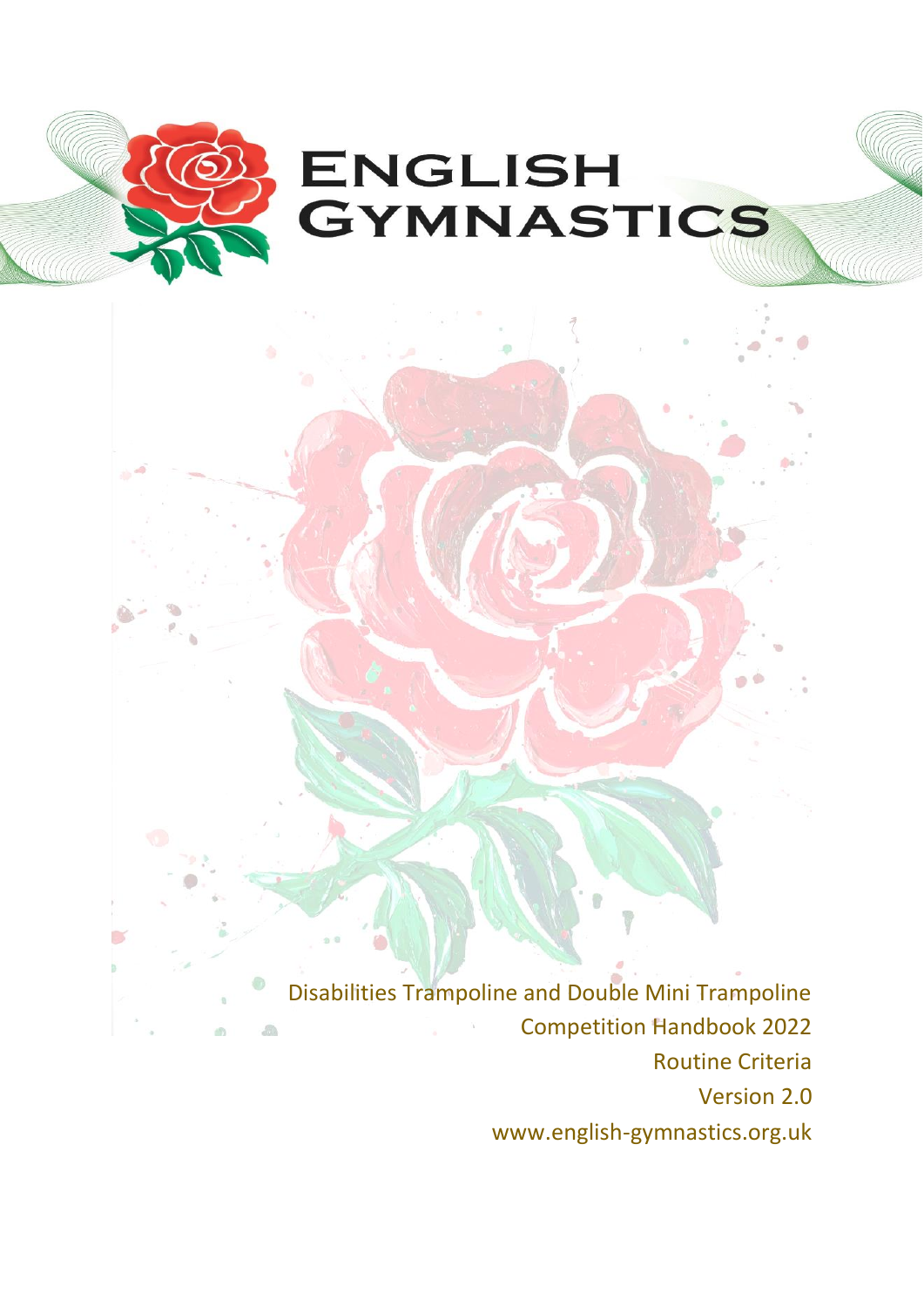# ENGLISH GYMNASTICS

Disabilities Trampoline and Double Mini Trampoline

Competition Handbook 2022

Routine Criteria

Version 2.0

www.english-gymnastics.org.uk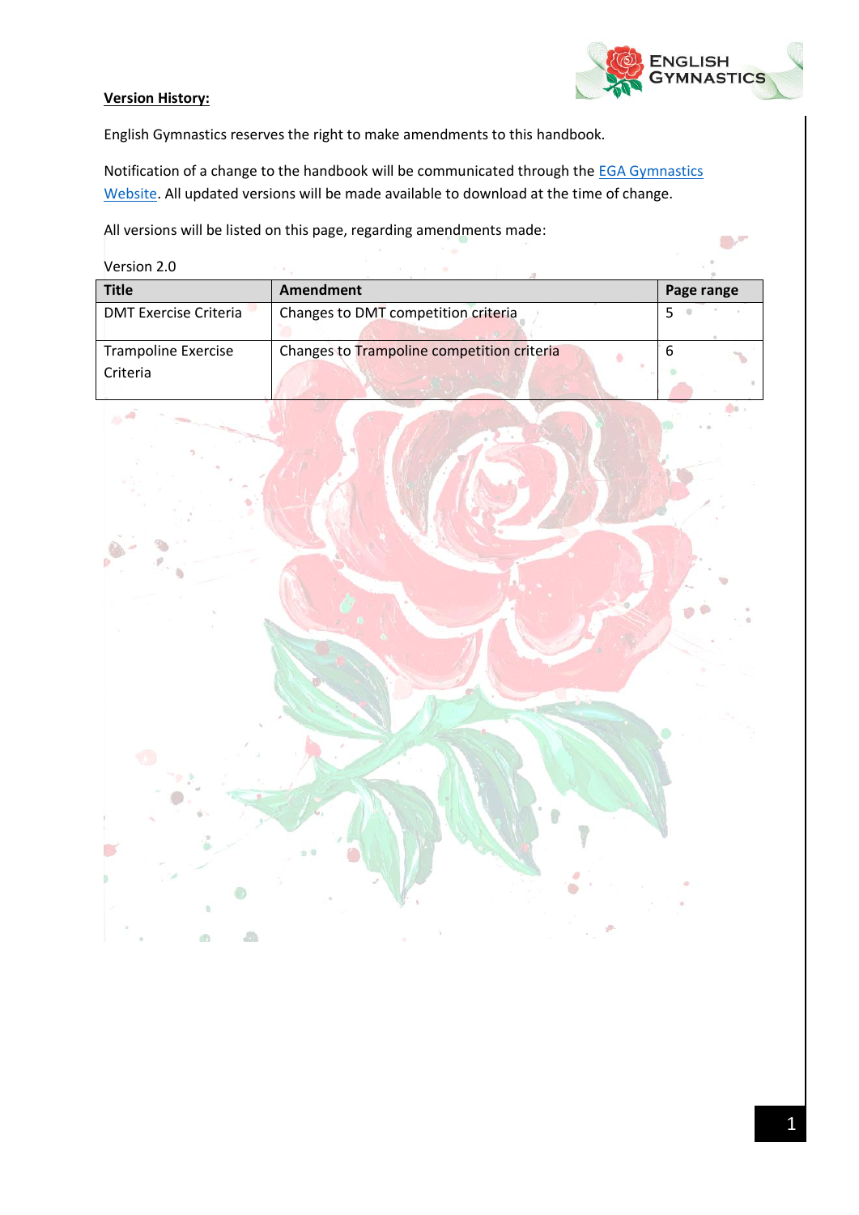**Version History:**

English Gymnastics reserves the right to make amendments to this handbook.

Notification of a change to the handbook will be communicated through the [EGA Gymnastics Website](). All updated versions will be made available to download at the time of change.

All versions will be listed on this page, regarding amendments made:

Version 2.0

| Title | Amendment | Page range |
|---|---|---|
| DMT Exercise Criteria | Changes to DMT competition criteria | 5 |
| Trampoline Exercise Criteria | Changes to Trampoline competition criteria | 6 |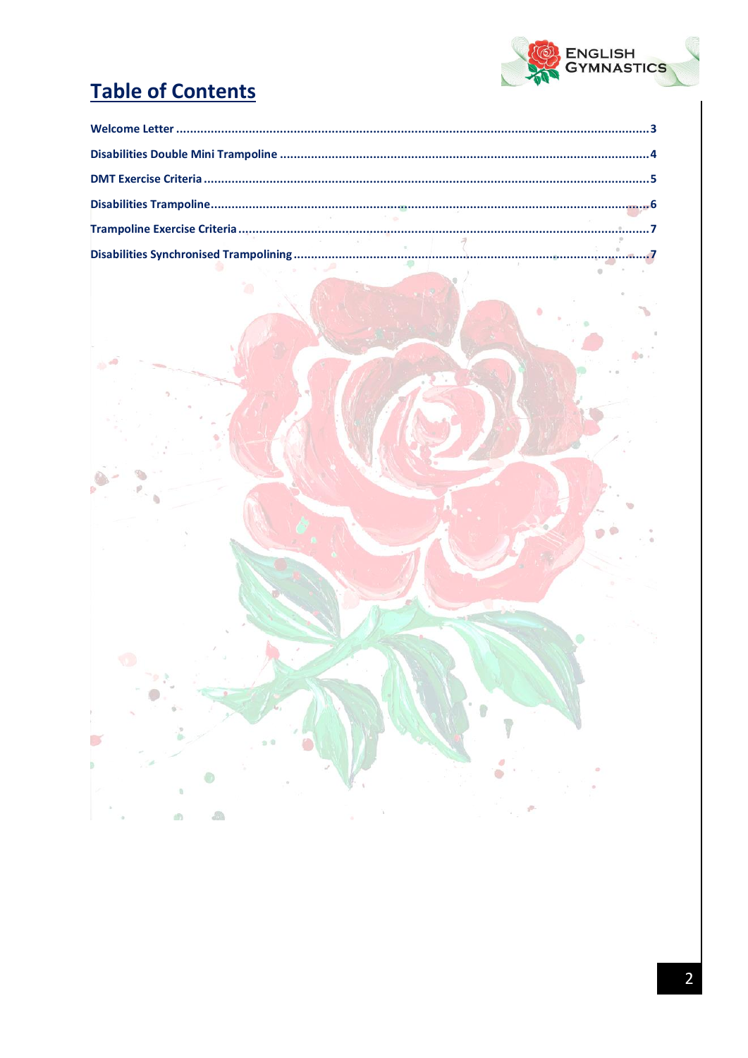# Table of Contents

Welcome Letter .......... 3

Disabilities Double Mini Trampoline .......... 4

DMT Exercise Criteria .......... 5

Disabilities Trampoline .......... 6

Trampoline Exercise Criteria .......... 7

Disabilities Synchronised Trampolining .......... 7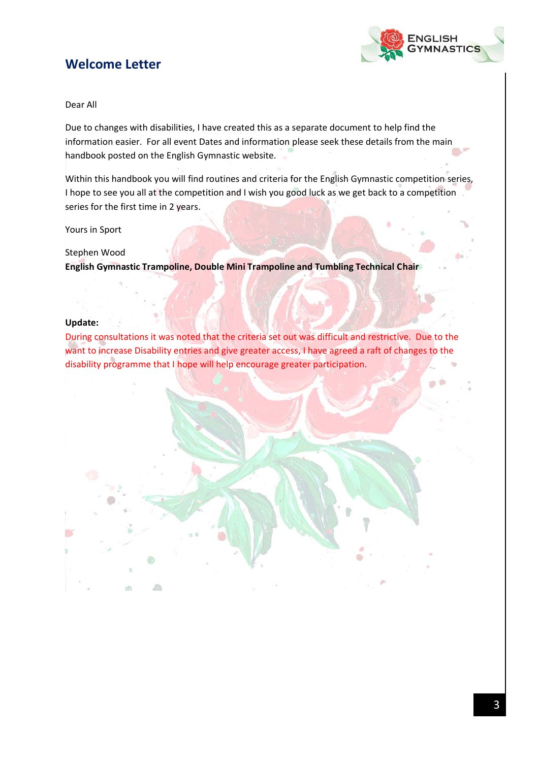# Welcome Letter

Dear All

Due to changes with disabilities, I have created this as a separate document to help find the information easier. For all event Dates and information please seek these details from the main handbook posted on the English Gymnastic website.

Within this handbook you will find routines and criteria for the English Gymnastic competition series, I hope to see you all at the competition and I wish you good luck as we get back to a competition series for the first time in 2 years.

Yours in Sport

Stephen Wood
**English Gymnastic Trampoline, Double Mini Trampoline and Tumbling Technical Chair**

**Update:**
During consultations it was noted that the criteria set out was difficult and restrictive. Due to the want to increase Disability entries and give greater access, I have agreed a raft of changes to the disability programme that I hope will help encourage greater participation.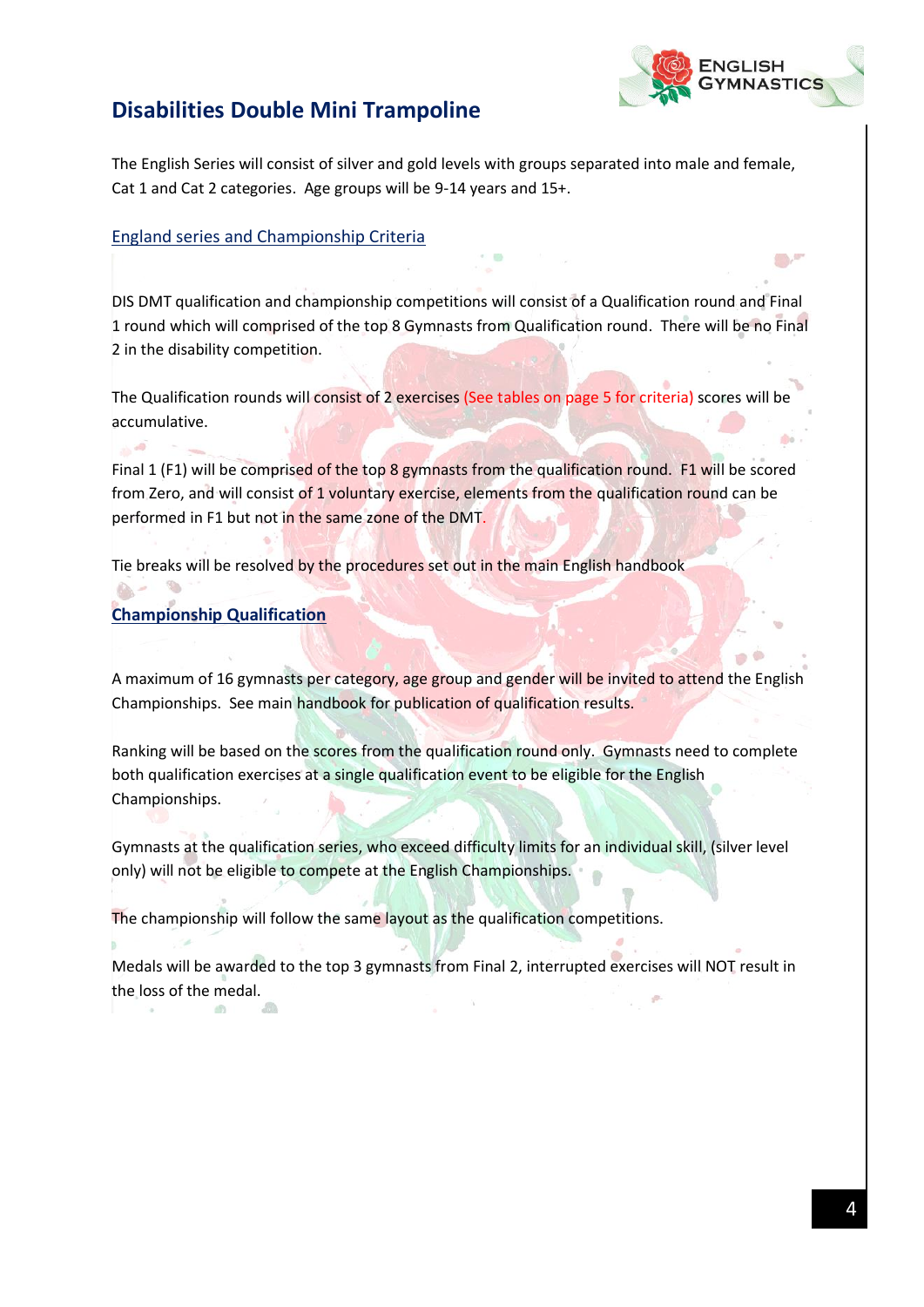# Disabilities Double Mini Trampoline

The English Series will consist of silver and gold levels with groups separated into male and female, Cat 1 and Cat 2 categories. Age groups will be 9-14 years and 15+.

## England series and Championship Criteria

DIS DMT qualification and championship competitions will consist of a Qualification round and Final 1 round which will comprised of the top 8 Gymnasts from Qualification round. There will be no Final 2 in the disability competition.

The Qualification rounds will consist of 2 exercises (See tables on page 5 for criteria) scores will be accumulative.

Final 1 (F1) will be comprised of the top 8 gymnasts from the qualification round. F1 will be scored from Zero, and will consist of 1 voluntary exercise, elements from the qualification round can be performed in F1 but not in the same zone of the DMT.

Tie breaks will be resolved by the procedures set out in the main English handbook

## Championship Qualification

A maximum of 16 gymnasts per category, age group and gender will be invited to attend the English Championships. See main handbook for publication of qualification results.

Ranking will be based on the scores from the qualification round only. Gymnasts need to complete both qualification exercises at a single qualification event to be eligible for the English Championships.

Gymnasts at the qualification series, who exceed difficulty limits for an individual skill, (silver level only) will not be eligible to compete at the English Championships.

The championship will follow the same layout as the qualification competitions.

Medals will be awarded to the top 3 gymnasts from Final 2, interrupted exercises will NOT result in the loss of the medal.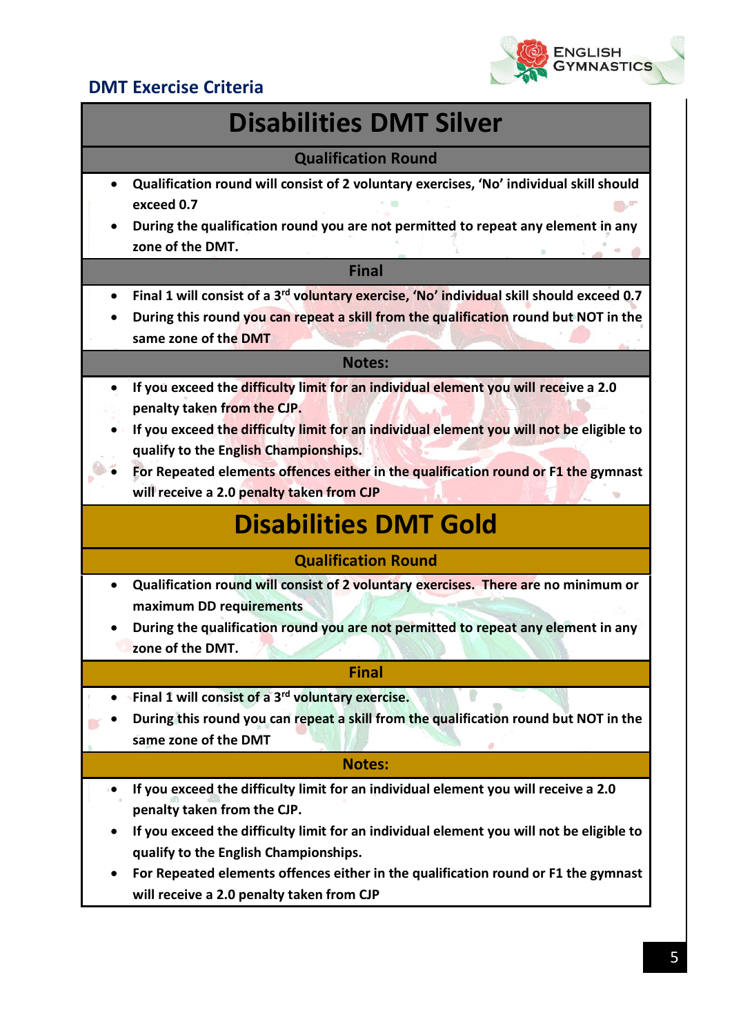## DMT Exercise Criteria

# Disabilities DMT Silver

### Qualification Round

- **Qualification round will consist of 2 voluntary exercises, 'No' individual skill should exceed 0.7**
- **During the qualification round you are not permitted to repeat any element in any zone of the DMT.**

### Final

- **Final 1 will consist of a 3rd voluntary exercise, 'No' individual skill should exceed 0.7**
- **During this round you can repeat a skill from the qualification round but NOT in the same zone of the DMT**

### Notes:

- **If you exceed the difficulty limit for an individual element you will receive a 2.0 penalty taken from the CJP.**
- **If you exceed the difficulty limit for an individual element you will not be eligible to qualify to the English Championships.**
- **For Repeated elements offences either in the qualification round or F1 the gymnast will receive a 2.0 penalty taken from CJP**

# Disabilities DMT Gold

### Qualification Round

- **Qualification round will consist of 2 voluntary exercises. There are no minimum or maximum DD requirements**
- **During the qualification round you are not permitted to repeat any element in any zone of the DMT.**

### Final

- **Final 1 will consist of a 3rd voluntary exercise.**
- **During this round you can repeat a skill from the qualification round but NOT in the same zone of the DMT**

### Notes:

- **If you exceed the difficulty limit for an individual element you will receive a 2.0 penalty taken from the CJP.**
- **If you exceed the difficulty limit for an individual element you will not be eligible to qualify to the English Championships.**
- **For Repeated elements offences either in the qualification round or F1 the gymnast will receive a 2.0 penalty taken from CJP**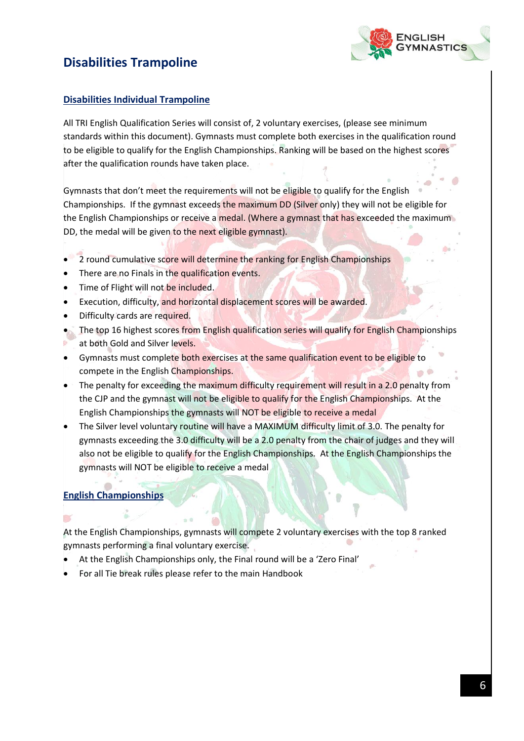# Disabilities Trampoline

## Disabilities Individual Trampoline

All TRI English Qualification Series will consist of, 2 voluntary exercises, (please see minimum standards within this document). Gymnasts must complete both exercises in the qualification round to be eligible to qualify for the English Championships. Ranking will be based on the highest scores after the qualification rounds have taken place.

Gymnasts that don't meet the requirements will not be eligible to qualify for the English Championships. If the gymnast exceeds the maximum DD (Silver only) they will not be eligible for the English Championships or receive a medal. (Where a gymnast that has exceeded the maximum DD, the medal will be given to the next eligible gymnast).

- 2 round cumulative score will determine the ranking for English Championships
- There are no Finals in the qualification events.
- Time of Flight will not be included.
- Execution, difficulty, and horizontal displacement scores will be awarded.
- Difficulty cards are required.
- The top 16 highest scores from English qualification series will qualify for English Championships at both Gold and Silver levels.
- Gymnasts must complete both exercises at the same qualification event to be eligible to compete in the English Championships.
- The penalty for exceeding the maximum difficulty requirement will result in a 2.0 penalty from the CJP and the gymnast will not be eligible to qualify for the English Championships. At the English Championships the gymnasts will NOT be eligible to receive a medal
- The Silver level voluntary routine will have a MAXIMUM difficulty limit of 3.0. The penalty for gymnasts exceeding the 3.0 difficulty will be a 2.0 penalty from the chair of judges and they will also not be eligible to qualify for the English Championships. At the English Championships the gymnasts will NOT be eligible to receive a medal

## English Championships

At the English Championships, gymnasts will compete 2 voluntary exercises with the top 8 ranked gymnasts performing a final voluntary exercise.

- At the English Championships only, the Final round will be a 'Zero Final'
- For all Tie break rules please refer to the main Handbook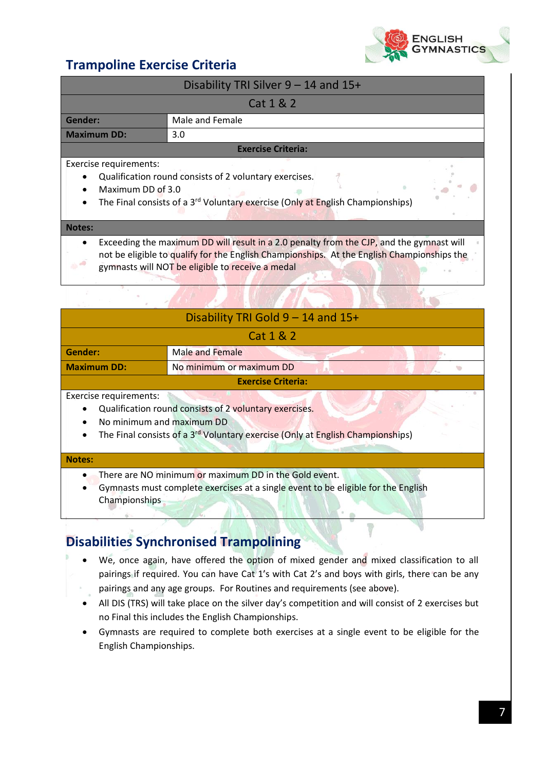## Trampoline Exercise Criteria

| Disability TRI Silver 9 – 14 and 15+ | |
|---|---|
| Cat 1 & 2 | |
| **Gender:** | Male and Female |
| **Maximum DD:** | 3.0 |
| **Exercise Criteria:** | |

Exercise requirements:

- Qualification round consists of 2 voluntary exercises.
- Maximum DD of 3.0
- The Final consists of a 3rd Voluntary exercise (Only at English Championships)

**Notes:**

- Exceeding the maximum DD will result in a 2.0 penalty from the CJP, and the gymnast will not be eligible to qualify for the English Championships. At the English Championships the gymnasts will NOT be eligible to receive a medal

| Disability TRI Gold 9 – 14 and 15+ | |
|---|---|
| Cat 1 & 2 | |
| **Gender:** | Male and Female |
| **Maximum DD:** | No minimum or maximum DD |
| **Exercise Criteria:** | |

Exercise requirements:

- Qualification round consists of 2 voluntary exercises.
- No minimum and maximum DD
- The Final consists of a 3rd Voluntary exercise (Only at English Championships)

**Notes:**

- There are NO minimum or maximum DD in the Gold event.
- Gymnasts must complete exercises at a single event to be eligible for the English Championships

## Disabilities Synchronised Trampolining

- We, once again, have offered the option of mixed gender and mixed classification to all pairings if required. You can have Cat 1's with Cat 2's and boys with girls, there can be any pairings and any age groups. For Routines and requirements (see above).
- All DIS (TRS) will take place on the silver day's competition and will consist of 2 exercises but no Final this includes the English Championships.
- Gymnasts are required to complete both exercises at a single event to be eligible for the English Championships.